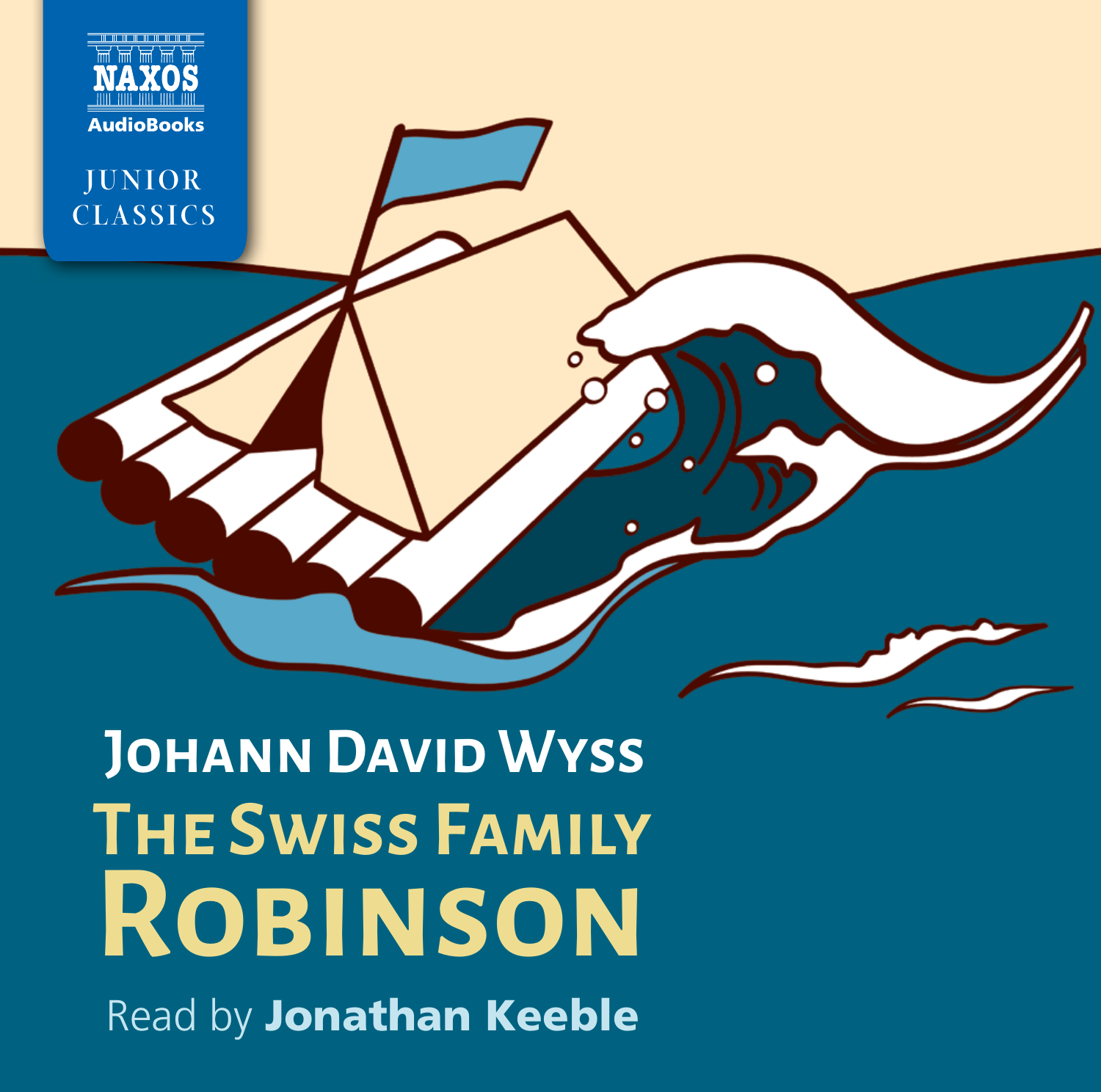NAXOS
AudioBooks

JUNIOR CLASSICS

# Johann David Wyss

# The Swiss Family Robinson

Read by **Jonathan Keeble**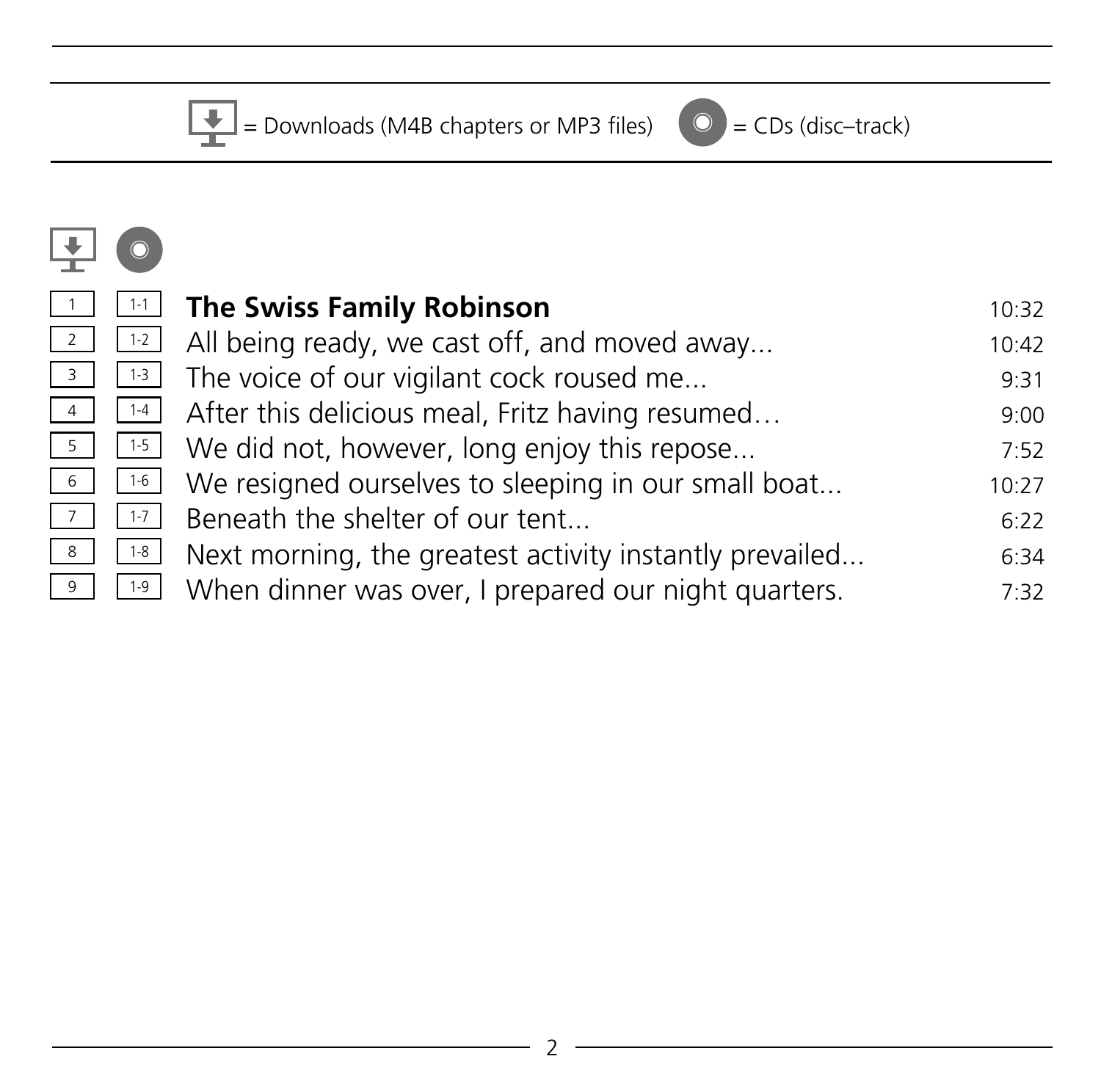= Downloads (M4B chapters or MP3 files) = CDs (disc–track)

| Download | CD | Title | Time |
|---|---|---|---|
| 1 | 1-1 | **The Swiss Family Robinson** | 10:32 |
| 2 | 1-2 | All being ready, we cast off, and moved away... | 10:42 |
| 3 | 1-3 | The voice of our vigilant cock roused me... | 9:31 |
| 4 | 1-4 | After this delicious meal, Fritz having resumed… | 9:00 |
| 5 | 1-5 | We did not, however, long enjoy this repose... | 7:52 |
| 6 | 1-6 | We resigned ourselves to sleeping in our small boat... | 10:27 |
| 7 | 1-7 | Beneath the shelter of our tent... | 6:22 |
| 8 | 1-8 | Next morning, the greatest activity instantly prevailed... | 6:34 |
| 9 | 1-9 | When dinner was over, I prepared our night quarters. | 7:32 |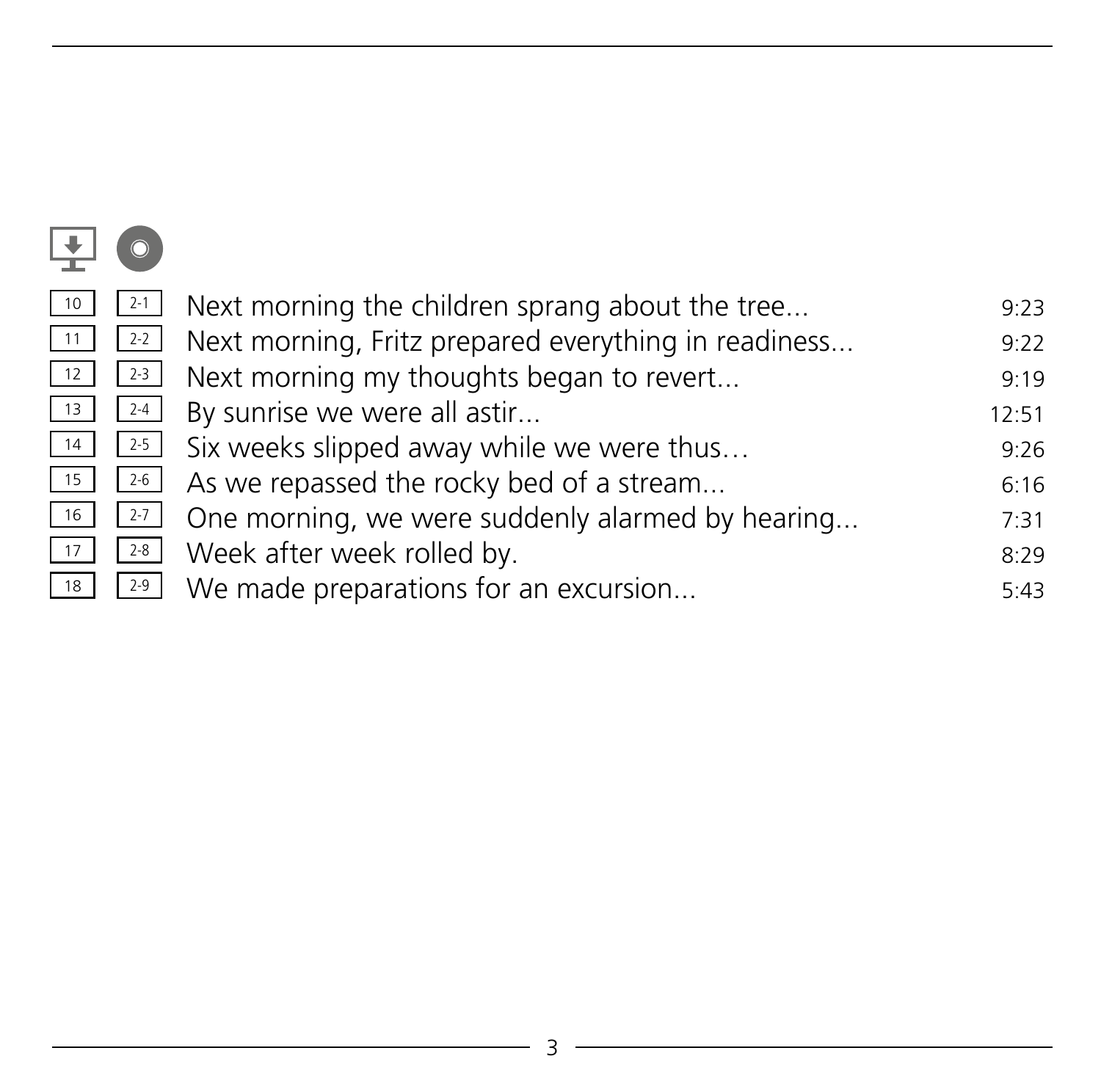| Download | CD | Track | Time |
|---|---|---|---|
| 10 | 2-1 | Next morning the children sprang about the tree... | 9:23 |
| 11 | 2-2 | Next morning, Fritz prepared everything in readiness... | 9:22 |
| 12 | 2-3 | Next morning my thoughts began to revert... | 9:19 |
| 13 | 2-4 | By sunrise we were all astir... | 12:51 |
| 14 | 2-5 | Six weeks slipped away while we were thus… | 9:26 |
| 15 | 2-6 | As we repassed the rocky bed of a stream... | 6:16 |
| 16 | 2-7 | One morning, we were suddenly alarmed by hearing... | 7:31 |
| 17 | 2-8 | Week after week rolled by. | 8:29 |
| 18 | 2-9 | We made preparations for an excursion... | 5:43 |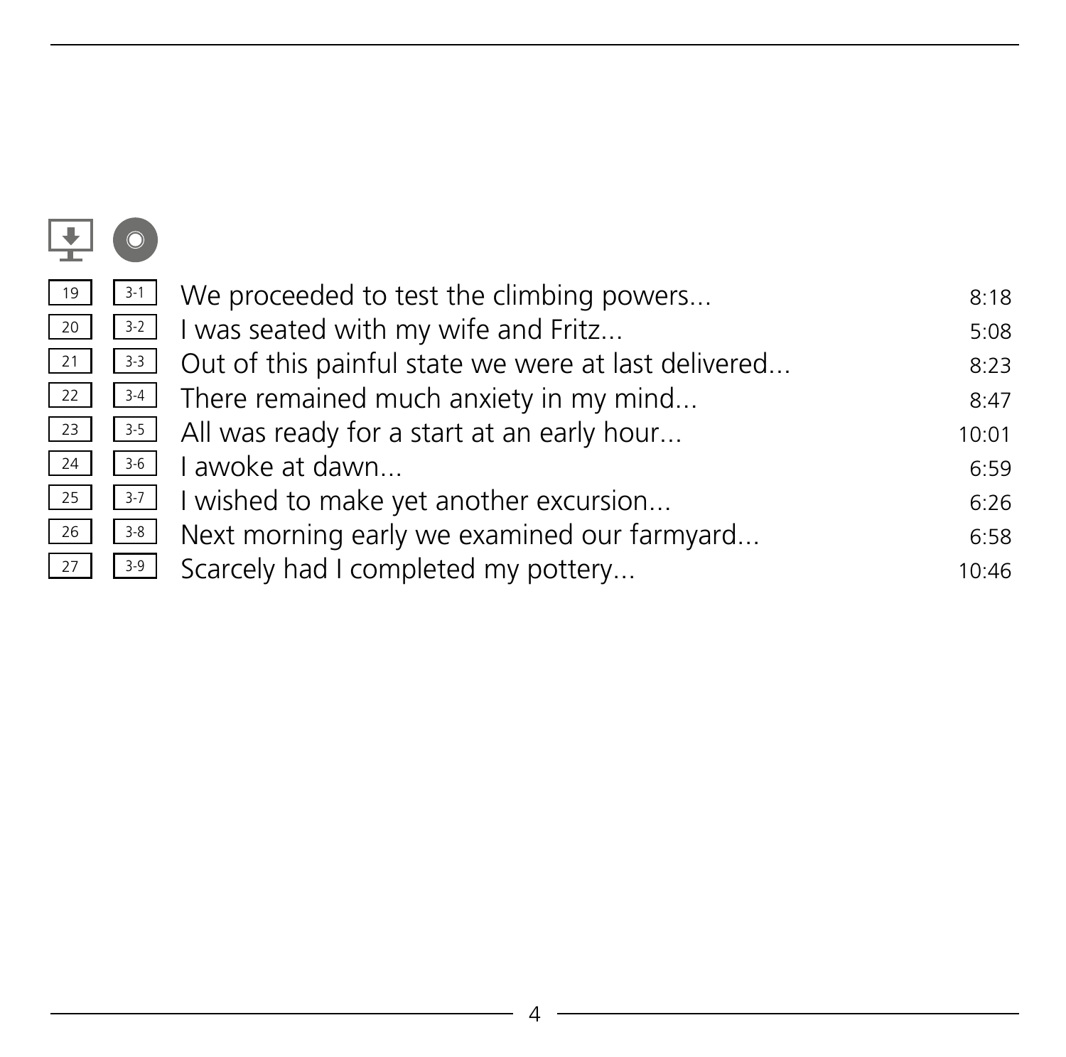| Download | CD | Title | Duration |
|---|---|---|---|
| 19 | 3-1 | We proceeded to test the climbing powers... | 8:18 |
| 20 | 3-2 | I was seated with my wife and Fritz... | 5:08 |
| 21 | 3-3 | Out of this painful state we were at last delivered... | 8:23 |
| 22 | 3-4 | There remained much anxiety in my mind... | 8:47 |
| 23 | 3-5 | All was ready for a start at an early hour... | 10:01 |
| 24 | 3-6 | I awoke at dawn... | 6:59 |
| 25 | 3-7 | I wished to make yet another excursion... | 6:26 |
| 26 | 3-8 | Next morning early we examined our farmyard... | 6:58 |
| 27 | 3-9 | Scarcely had I completed my pottery... | 10:46 |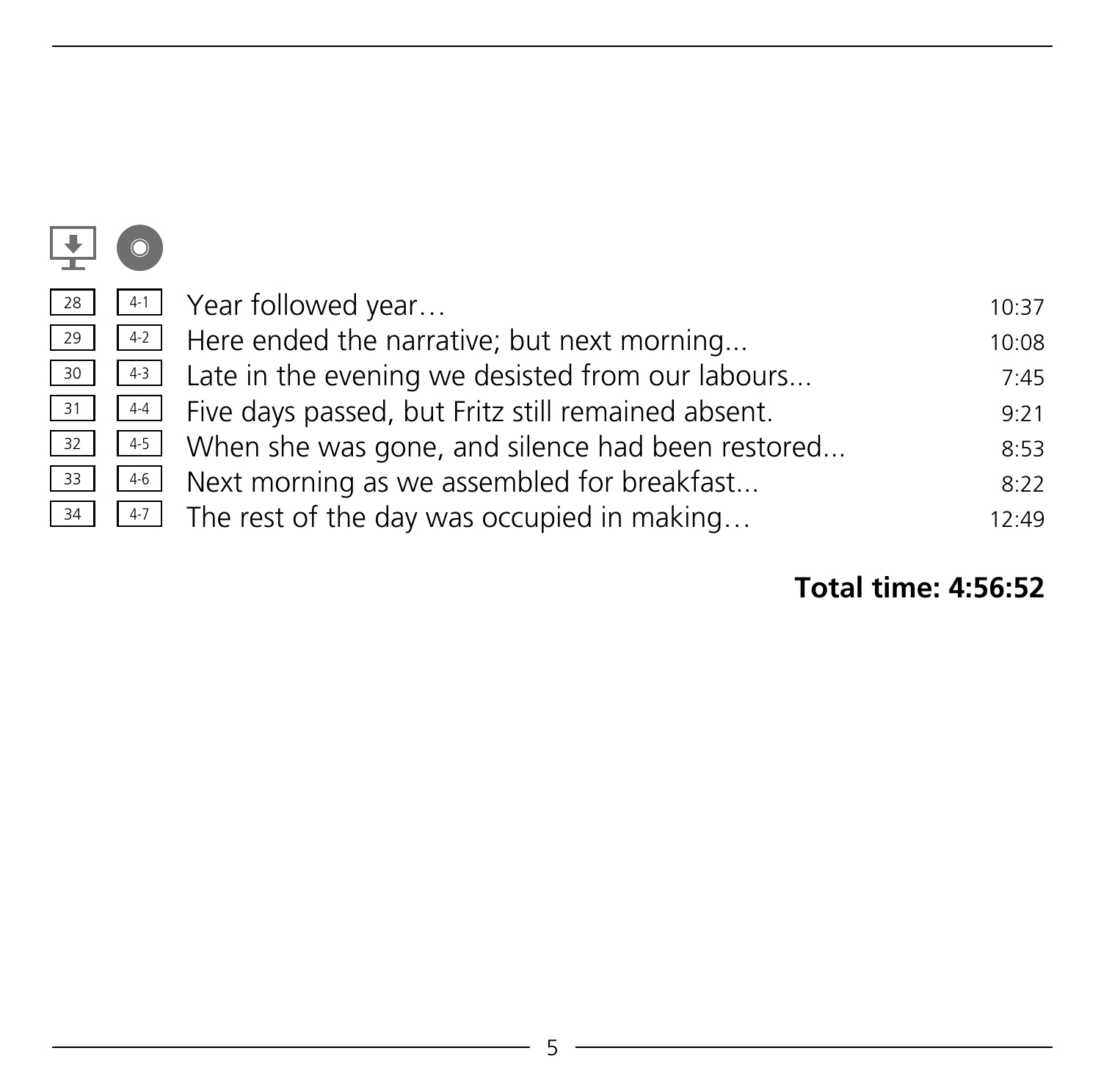| Download | CD | Track | Time |
|---|---|---|---|
| 28 | 4-1 | Year followed year… | 10:37 |
| 29 | 4-2 | Here ended the narrative; but next morning... | 10:08 |
| 30 | 4-3 | Late in the evening we desisted from our labours... | 7:45 |
| 31 | 4-4 | Five days passed, but Fritz still remained absent. | 9:21 |
| 32 | 4-5 | When she was gone, and silence had been restored... | 8:53 |
| 33 | 4-6 | Next morning as we assembled for breakfast... | 8:22 |
| 34 | 4-7 | The rest of the day was occupied in making… | 12:49 |

**Total time: 4:56:52**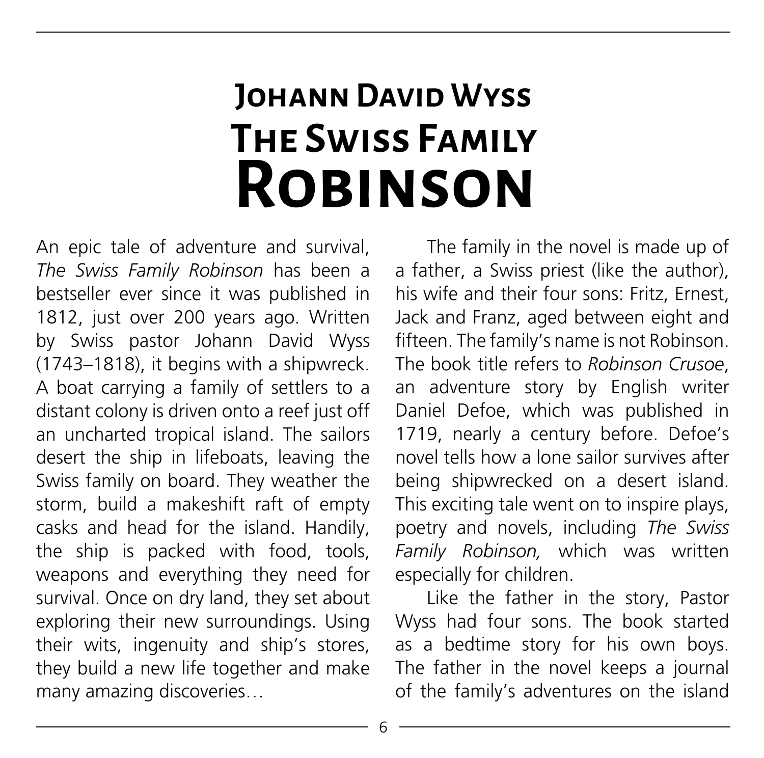# Johann David Wyss
# The Swiss Family Robinson

An epic tale of adventure and survival, *The Swiss Family Robinson* has been a bestseller ever since it was published in 1812, just over 200 years ago. Written by Swiss pastor Johann David Wyss (1743–1818), it begins with a shipwreck. A boat carrying a family of settlers to a distant colony is driven onto a reef just off an uncharted tropical island. The sailors desert the ship in lifeboats, leaving the Swiss family on board. They weather the storm, build a makeshift raft of empty casks and head for the island. Handily, the ship is packed with food, tools, weapons and everything they need for survival. Once on dry land, they set about exploring their new surroundings. Using their wits, ingenuity and ship's stores, they build a new life together and make many amazing discoveries…

The family in the novel is made up of a father, a Swiss priest (like the author), his wife and their four sons: Fritz, Ernest, Jack and Franz, aged between eight and fifteen. The family's name is not Robinson. The book title refers to *Robinson Crusoe*, an adventure story by English writer Daniel Defoe, which was published in 1719, nearly a century before. Defoe's novel tells how a lone sailor survives after being shipwrecked on a desert island. This exciting tale went on to inspire plays, poetry and novels, including *The Swiss Family Robinson,* which was written especially for children.

Like the father in the story, Pastor Wyss had four sons. The book started as a bedtime story for his own boys. The father in the novel keeps a journal of the family's adventures on the island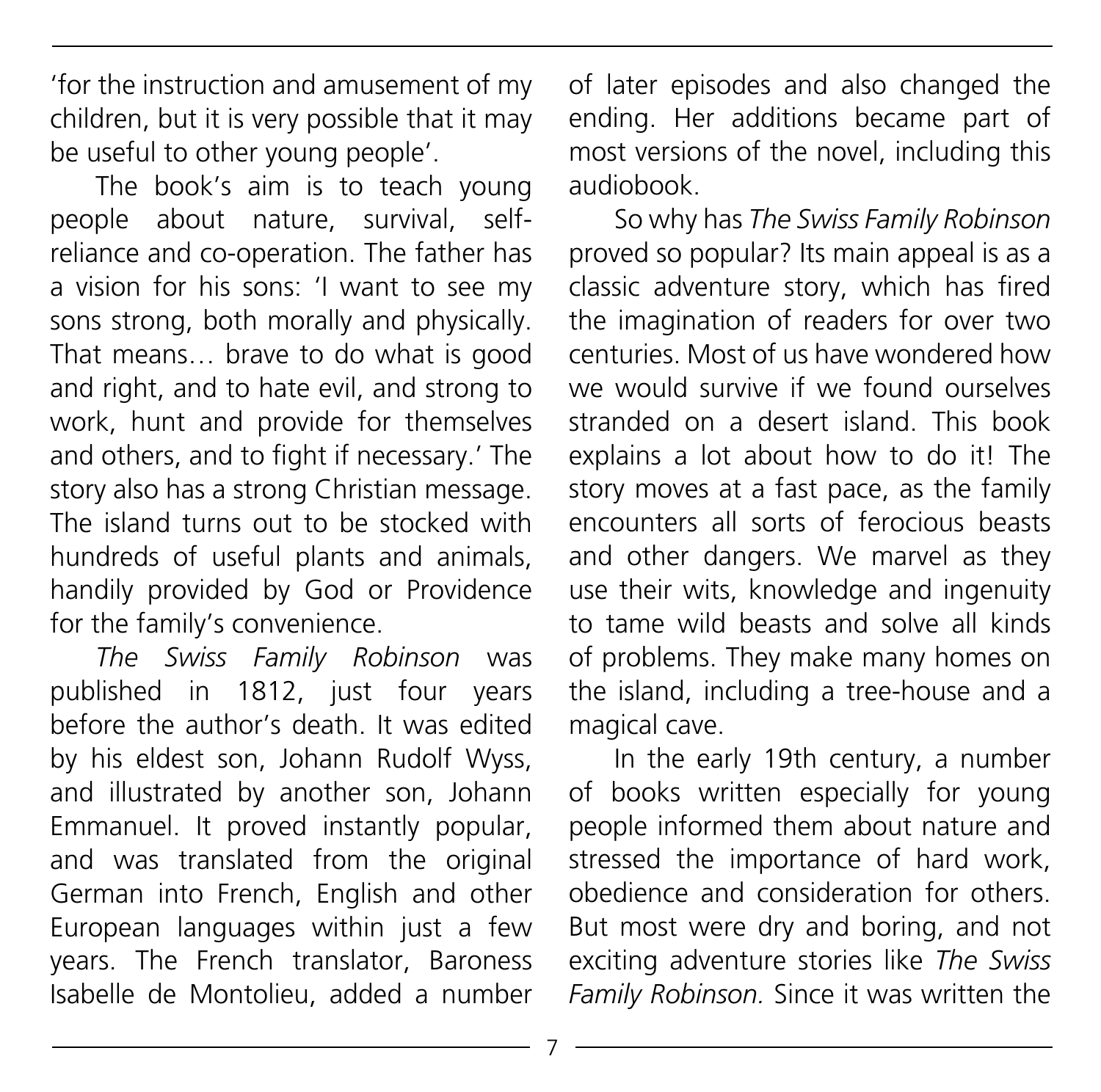'for the instruction and amusement of my children, but it is very possible that it may be useful to other young people'.

The book's aim is to teach young people about nature, survival, self-reliance and co-operation. The father has a vision for his sons: 'I want to see my sons strong, both morally and physically. That means… brave to do what is good and right, and to hate evil, and strong to work, hunt and provide for themselves and others, and to fight if necessary.' The story also has a strong Christian message. The island turns out to be stocked with hundreds of useful plants and animals, handily provided by God or Providence for the family's convenience.

*The Swiss Family Robinson* was published in 1812, just four years before the author's death. It was edited by his eldest son, Johann Rudolf Wyss, and illustrated by another son, Johann Emmanuel. It proved instantly popular, and was translated from the original German into French, English and other European languages within just a few years. The French translator, Baroness Isabelle de Montolieu, added a number of later episodes and also changed the ending. Her additions became part of most versions of the novel, including this audiobook.

So why has *The Swiss Family Robinson* proved so popular? Its main appeal is as a classic adventure story, which has fired the imagination of readers for over two centuries. Most of us have wondered how we would survive if we found ourselves stranded on a desert island. This book explains a lot about how to do it! The story moves at a fast pace, as the family encounters all sorts of ferocious beasts and other dangers. We marvel as they use their wits, knowledge and ingenuity to tame wild beasts and solve all kinds of problems. They make many homes on the island, including a tree-house and a magical cave.

In the early 19th century, a number of books written especially for young people informed them about nature and stressed the importance of hard work, obedience and consideration for others. But most were dry and boring, and not exciting adventure stories like *The Swiss Family Robinson.* Since it was written the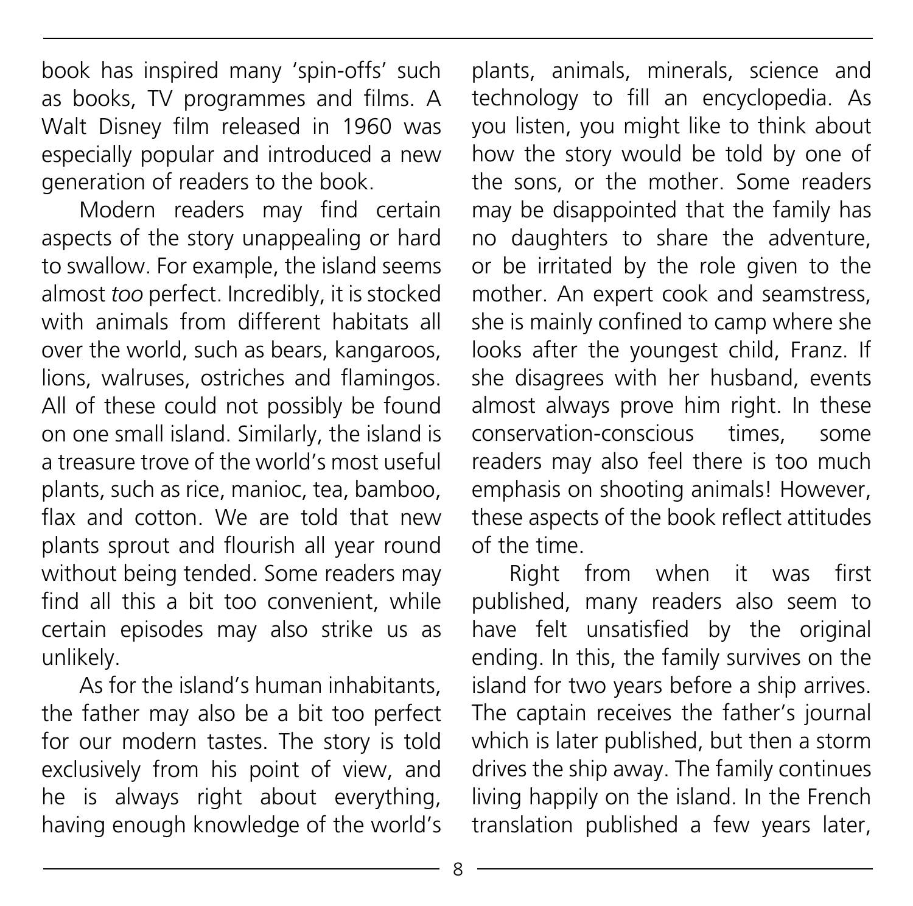book has inspired many 'spin-offs' such as books, TV programmes and films. A Walt Disney film released in 1960 was especially popular and introduced a new generation of readers to the book.

Modern readers may find certain aspects of the story unappealing or hard to swallow. For example, the island seems almost *too* perfect. Incredibly, it is stocked with animals from different habitats all over the world, such as bears, kangaroos, lions, walruses, ostriches and flamingos. All of these could not possibly be found on one small island. Similarly, the island is a treasure trove of the world's most useful plants, such as rice, manioc, tea, bamboo, flax and cotton. We are told that new plants sprout and flourish all year round without being tended. Some readers may find all this a bit too convenient, while certain episodes may also strike us as unlikely.

As for the island's human inhabitants, the father may also be a bit too perfect for our modern tastes. The story is told exclusively from his point of view, and he is always right about everything, having enough knowledge of the world's plants, animals, minerals, science and technology to fill an encyclopedia. As you listen, you might like to think about how the story would be told by one of the sons, or the mother. Some readers may be disappointed that the family has no daughters to share the adventure, or be irritated by the role given to the mother. An expert cook and seamstress, she is mainly confined to camp where she looks after the youngest child, Franz. If she disagrees with her husband, events almost always prove him right. In these conservation-conscious times, some readers may also feel there is too much emphasis on shooting animals! However, these aspects of the book reflect attitudes of the time.

Right from when it was first published, many readers also seem to have felt unsatisfied by the original ending. In this, the family survives on the island for two years before a ship arrives. The captain receives the father's journal which is later published, but then a storm drives the ship away. The family continues living happily on the island. In the French translation published a few years later,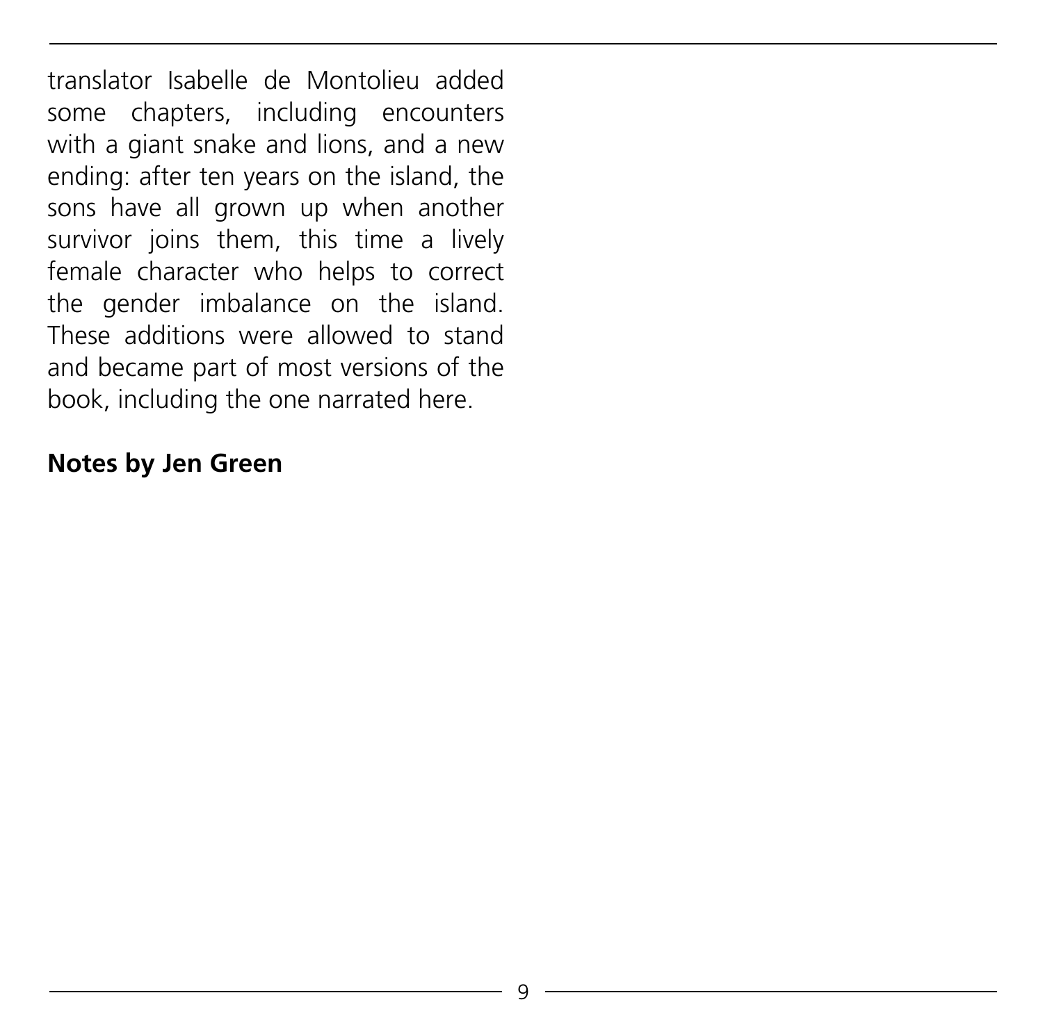translator Isabelle de Montolieu added some chapters, including encounters with a giant snake and lions, and a new ending: after ten years on the island, the sons have all grown up when another survivor joins them, this time a lively female character who helps to correct the gender imbalance on the island. These additions were allowed to stand and became part of most versions of the book, including the one narrated here.

**Notes by Jen Green**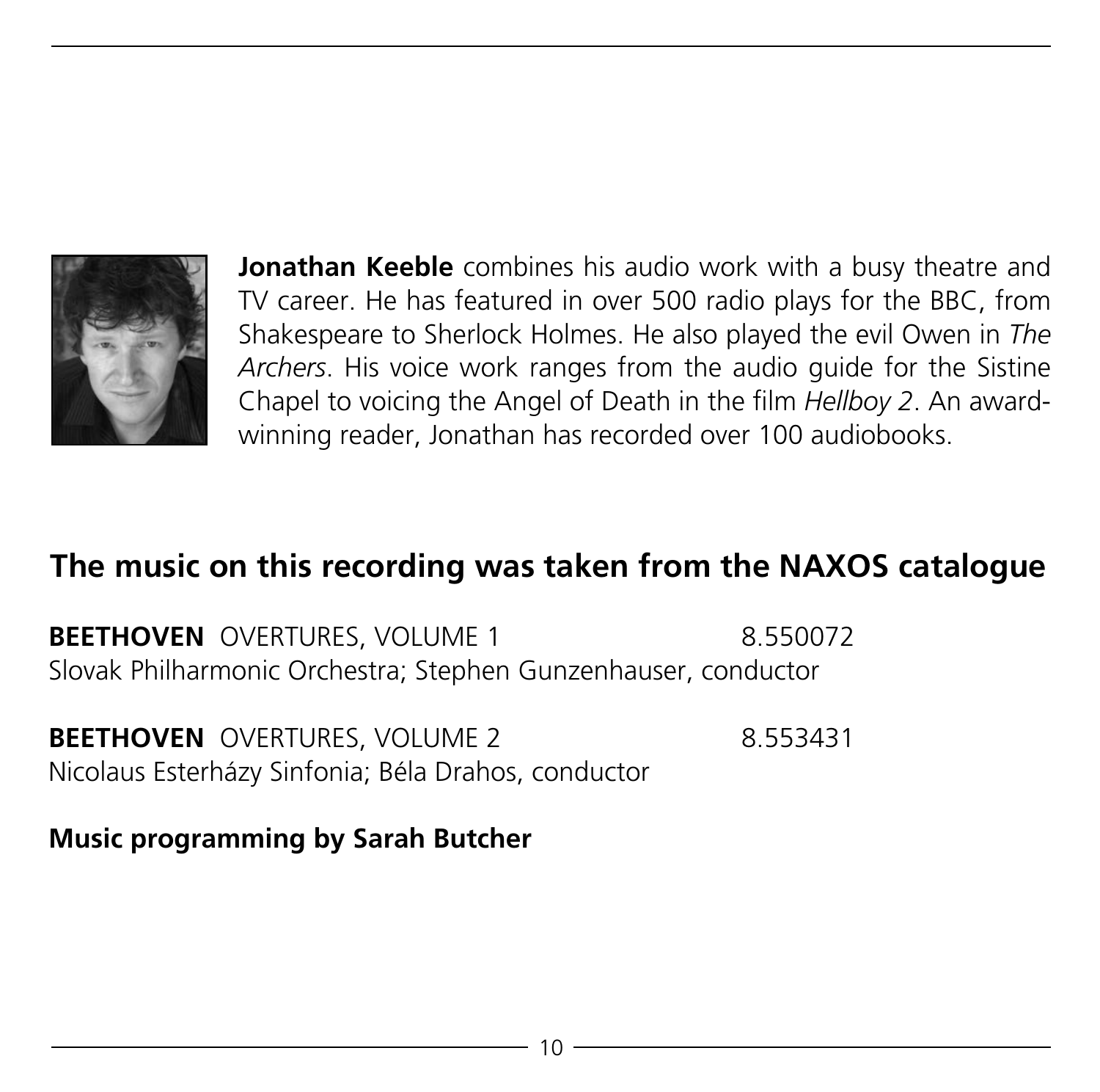**Jonathan Keeble** combines his audio work with a busy theatre and TV career. He has featured in over 500 radio plays for the BBC, from Shakespeare to Sherlock Holmes. He also played the evil Owen in *The Archers*. His voice work ranges from the audio guide for the Sistine Chapel to voicing the Angel of Death in the film *Hellboy 2*. An award-winning reader, Jonathan has recorded over 100 audiobooks.

## The music on this recording was taken from the NAXOS catalogue

**BEETHOVEN** OVERTURES, VOLUME 1 8.550072
Slovak Philharmonic Orchestra; Stephen Gunzenhauser, conductor

**BEETHOVEN** OVERTURES, VOLUME 2 8.553431
Nicolaus Esterházy Sinfonia; Béla Drahos, conductor

**Music programming by Sarah Butcher**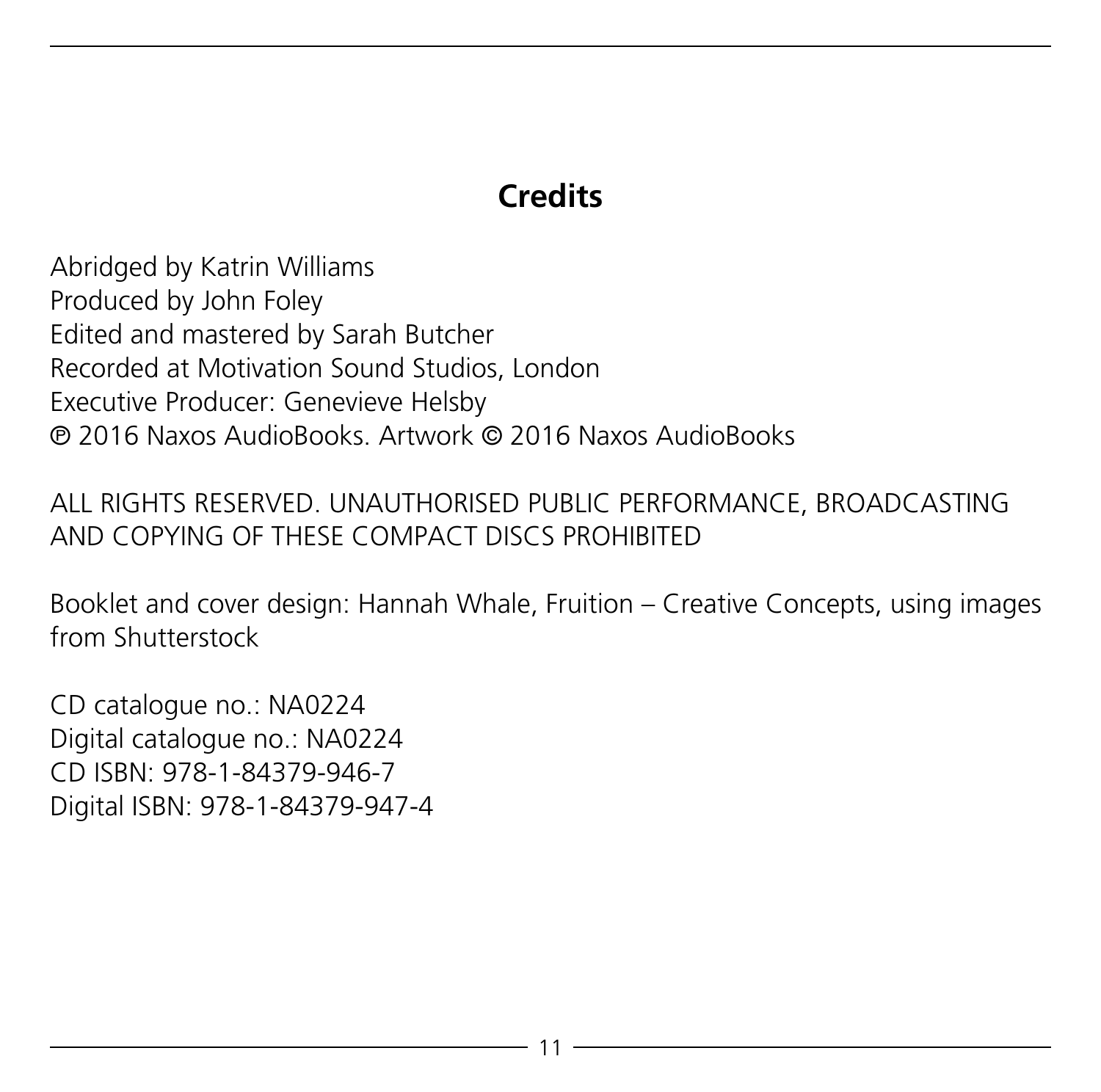## Credits

Abridged by Katrin Williams
Produced by John Foley
Edited and mastered by Sarah Butcher
Recorded at Motivation Sound Studios, London
Executive Producer: Genevieve Helsby
℗ 2016 Naxos AudioBooks. Artwork © 2016 Naxos AudioBooks

ALL RIGHTS RESERVED. UNAUTHORISED PUBLIC PERFORMANCE, BROADCASTING AND COPYING OF THESE COMPACT DISCS PROHIBITED

Booklet and cover design: Hannah Whale, Fruition – Creative Concepts, using images from Shutterstock

CD catalogue no.: NA0224
Digital catalogue no.: NA0224
CD ISBN: 978-1-84379-946-7
Digital ISBN: 978-1-84379-947-4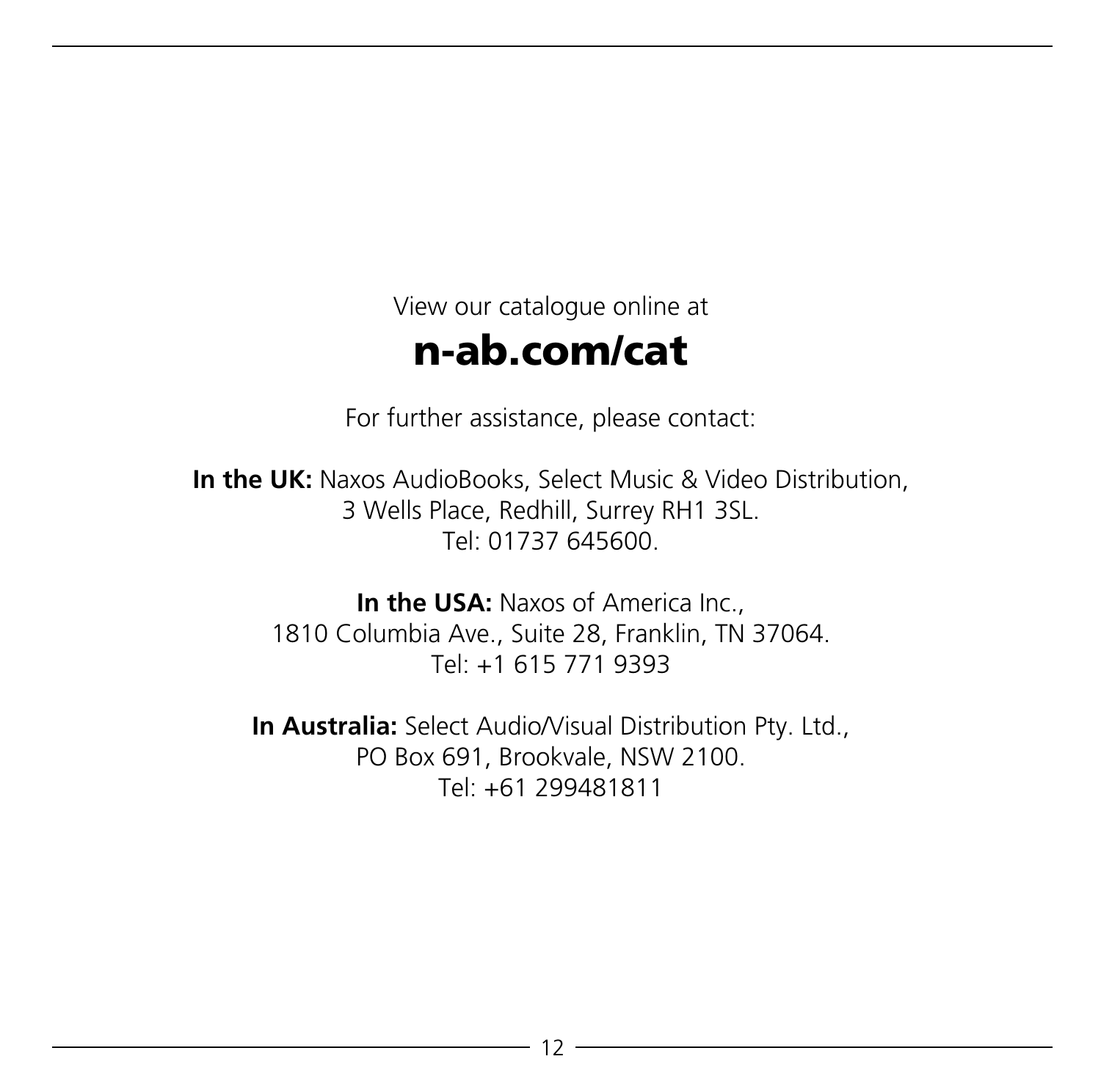View our catalogue online at

# n-ab.com/cat

For further assistance, please contact:

**In the UK:** Naxos AudioBooks, Select Music & Video Distribution,
3 Wells Place, Redhill, Surrey RH1 3SL.
Tel: 01737 645600.

**In the USA:** Naxos of America Inc.,
1810 Columbia Ave., Suite 28, Franklin, TN 37064.
Tel: +1 615 771 9393

**In Australia:** Select Audio/Visual Distribution Pty. Ltd.,
PO Box 691, Brookvale, NSW 2100.
Tel: +61 299481811